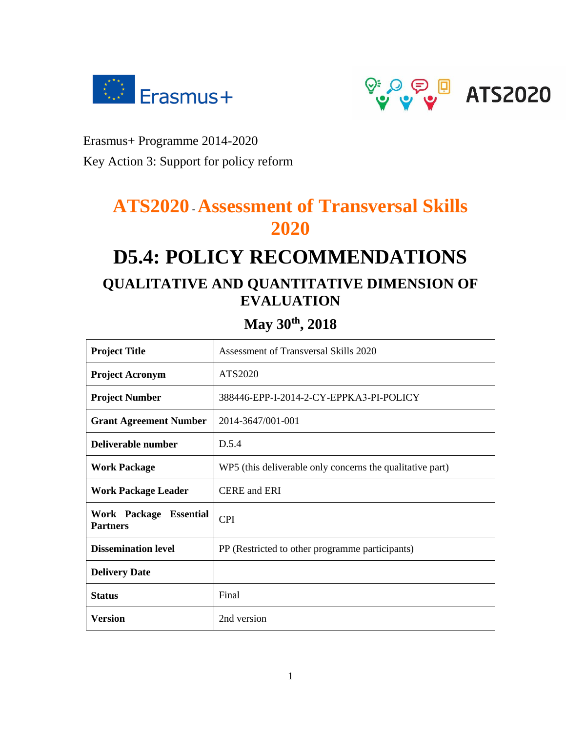Erasmus+ Programme 2014-2020

Key Action 3: Support for policy reform

# ATS2020 - Assessment of Transversal Skills 2020

# D5.4: POLICY RECOMMENDATIONS

## QUALITATIVE AND QUANTITATIVE DIMENSION OF EVALUATION

### May 30th, 2018

| Project Title | Assessment of Transversal Skills 2020 |
|---|---|
| Project Acronym | ATS2020 |
| Project Number | 388446-EPP-I-2014-2-CY-EPPKA3-PI-POLICY |
| Grant Agreement Number | 2014-3647/001-001 |
| Deliverable number | D.5.4 |
| Work Package | WP5 (this deliverable only concerns the qualitative part) |
| Work Package Leader | CERE and ERI |
| Work Package Essential Partners | CPI |
| Dissemination level | PP (Restricted to other programme participants) |
| Delivery Date | |
| Status | Final |
| Version | 2nd version |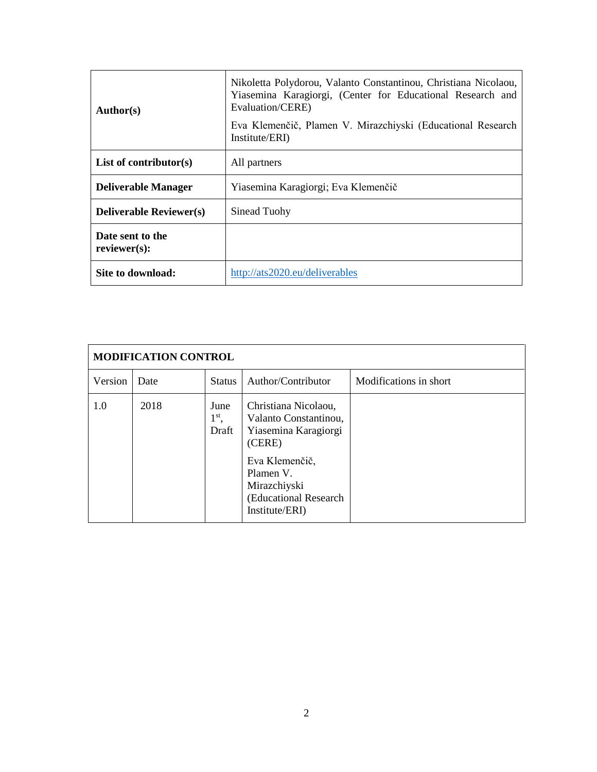| **Author(s)** | Nikoletta Polydorou, Valanto Constantinou, Christiana Nicolaou, Yiasemina Karagiorgi, (Center for Educational Research and Evaluation/CERE)<br>Eva Klemenčič, Plamen V. Mirazchiyski (Educational Research Institute/ERI) |
|---|---|
| **List of contributor(s)** | All partners |
| **Deliverable Manager** | Yiasemina Karagiorgi; Eva Klemenčič |
| **Deliverable Reviewer(s)** | Sinead Tuohy |
| **Date sent to the reviewer(s):** | |
| **Site to download:** | http://ats2020.eu/deliverables |

| **MODIFICATION CONTROL** | | | | |
|---|---|---|---|---|
| Version | Date | Status | Author/Contributor | Modifications in short |
| 1.0 | 2018 | June 1st, Draft | Christiana Nicolaou, Valanto Constantinou, Yiasemina Karagiorgi (CERE)<br>Eva Klemenčič, Plamen V. Mirazchiyski (Educational Research Institute/ERI) | |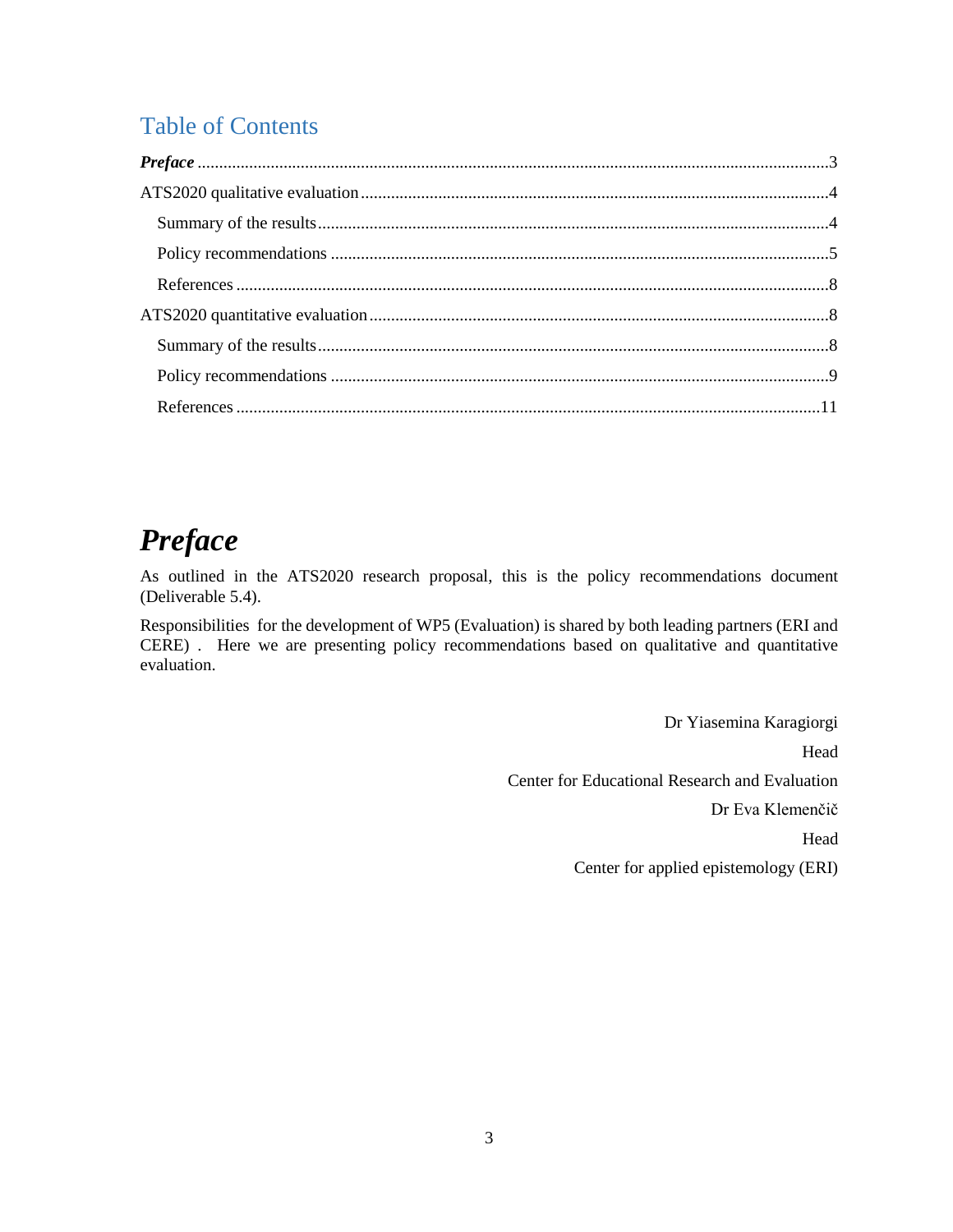## Table of Contents

***Preface*** .......... 3

ATS2020 qualitative evaluation .......... 4

- Summary of the results .......... 4
- Policy recommendations .......... 5
- References .......... 8

ATS2020 quantitative evaluation .......... 8

- Summary of the results .......... 8
- Policy recommendations .......... 9
- References .......... 11

# *Preface*

As outlined in the ATS2020 research proposal, this is the policy recommendations document (Deliverable 5.4).

Responsibilities for the development of WP5 (Evaluation) is shared by both leading partners (ERI and CERE) . Here we are presenting policy recommendations based on qualitative and quantitative evaluation.

Dr Yiasemina Karagiorgi

Head

Center for Educational Research and Evaluation

Dr Eva Klemenčič

Head

Center for applied epistemology (ERI)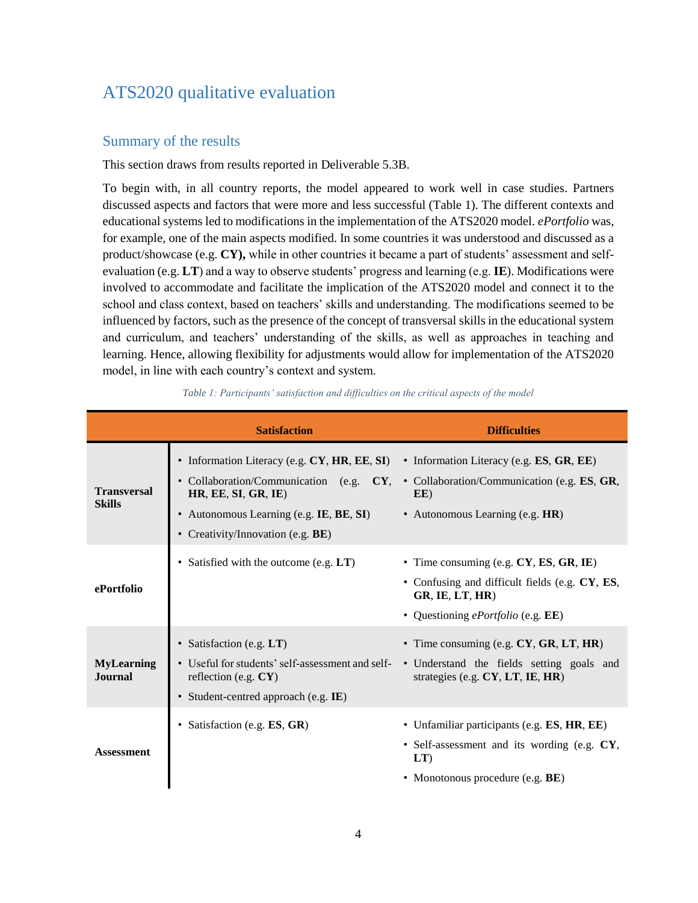# ATS2020 qualitative evaluation

## Summary of the results

This section draws from results reported in Deliverable 5.3B.

To begin with, in all country reports, the model appeared to work well in case studies. Partners discussed aspects and factors that were more and less successful (Table 1). The different contexts and educational systems led to modifications in the implementation of the ATS2020 model. *ePortfolio* was, for example, one of the main aspects modified. In some countries it was understood and discussed as a product/showcase (e.g. **CY),** while in other countries it became a part of students' assessment and self-evaluation (e.g. **LT**) and a way to observe students' progress and learning (e.g. **IE**). Modifications were involved to accommodate and facilitate the implication of the ATS2020 model and connect it to the school and class context, based on teachers' skills and understanding. The modifications seemed to be influenced by factors, such as the presence of the concept of transversal skills in the educational system and curriculum, and teachers' understanding of the skills, as well as approaches in teaching and learning. Hence, allowing flexibility for adjustments would allow for implementation of the ATS2020 model, in line with each country's context and system.

*Table 1: Participants' satisfaction and difficulties on the critical aspects of the model*

| | Satisfaction | Difficulties |
|---|---|---|
| **Transversal Skills** | • Information Literacy (e.g. **CY**, **HR**, **EE**, **SI**)<br>• Collaboration/Communication (e.g. **CY**, **HR**, **EE**, **SI**, **GR**, **IE**)<br>• Autonomous Learning (e.g. **IE**, **BE**, **SI**)<br>• Creativity/Innovation (e.g. **BE**) | • Information Literacy (e.g. **ES**, **GR**, **EE**)<br>• Collaboration/Communication (e.g. **ES**, **GR**, **EE**)<br>• Autonomous Learning (e.g. **HR**) |
| **ePortfolio** | • Satisfied with the outcome (e.g. **LT**) | • Time consuming (e.g. **CY**, **ES**, **GR**, **IE**)<br>• Confusing and difficult fields (e.g. **CY**, **ES**, **GR**, **IE**, **LT**, **HR**)<br>• Questioning *ePortfolio* (e.g. **EE**) |
| **MyLearning Journal** | • Satisfaction (e.g. **LT**)<br>• Useful for students' self-assessment and self-reflection (e.g. **CY**)<br>• Student-centred approach (e.g. **IE**) | • Time consuming (e.g. **CY**, **GR**, **LT**, **HR**)<br>• Understand the fields setting goals and strategies (e.g. **CY**, **LT**, **IE**, **HR**) |
| **Assessment** | • Satisfaction (e.g. **ES**, **GR**) | • Unfamiliar participants (e.g. **ES**, **HR**, **EE**)<br>• Self-assessment and its wording (e.g. **CY**, **LT**)<br>• Monotonous procedure (e.g. **BE**) |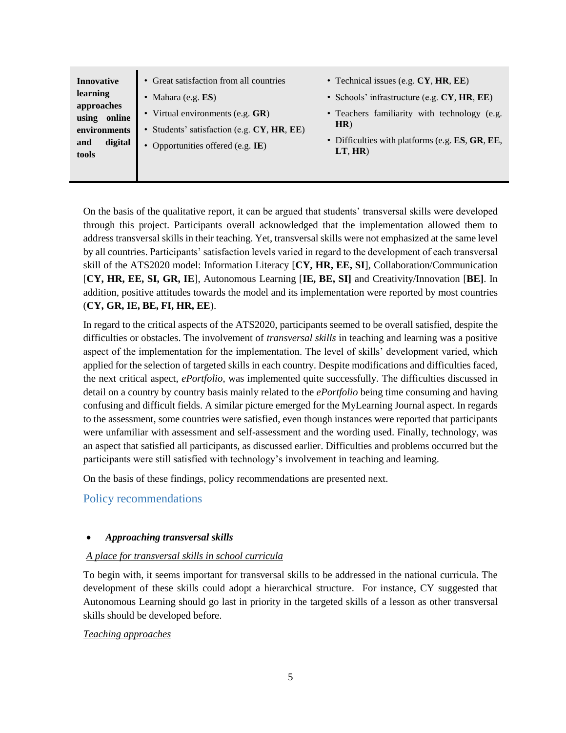| | | |
|---|---|---|
| **Innovative learning approaches using online environments and digital tools** | • Great satisfaction from all countries<br>• Mahara (e.g. **ES**)<br>• Virtual environments (e.g. **GR**)<br>• Students' satisfaction (e.g. **CY**, **HR**, **EE**)<br>• Opportunities offered (e.g. **IE**) | • Technical issues (e.g. **CY**, **HR**, **EE**)<br>• Schools' infrastructure (e.g. **CY**, **HR**, **EE**)<br>• Teachers familiarity with technology (e.g. **HR**)<br>• Difficulties with platforms (e.g. **ES**, **GR**, **EE**, **LT**, **HR**) |

On the basis of the qualitative report, it can be argued that students' transversal skills were developed through this project. Participants overall acknowledged that the implementation allowed them to address transversal skills in their teaching. Yet, transversal skills were not emphasized at the same level by all countries. Participants' satisfaction levels varied in regard to the development of each transversal skill of the ATS2020 model: Information Literacy [**CY, HR, EE, SI**], Collaboration/Communication [**CY, HR, EE, SI, GR, IE**], Autonomous Learning [**IE, BE, SI]** and Creativity/Innovation [**BE]**. In addition, positive attitudes towards the model and its implementation were reported by most countries (**CY, GR, IE, BE, FI, HR, EE**).

In regard to the critical aspects of the ATS2020, participants seemed to be overall satisfied, despite the difficulties or obstacles. The involvement of *transversal skills* in teaching and learning was a positive aspect of the implementation for the implementation. The level of skills' development varied, which applied for the selection of targeted skills in each country. Despite modifications and difficulties faced, the next critical aspect, *ePortfolio*, was implemented quite successfully. The difficulties discussed in detail on a country by country basis mainly related to the *ePortfolio* being time consuming and having confusing and difficult fields. A similar picture emerged for the MyLearning Journal aspect. In regards to the assessment, some countries were satisfied, even though instances were reported that participants were unfamiliar with assessment and self-assessment and the wording used. Finally, technology, was an aspect that satisfied all participants, as discussed earlier. Difficulties and problems occurred but the participants were still satisfied with technology's involvement in teaching and learning.

On the basis of these findings, policy recommendations are presented next.

## Policy recommendations

- ***Approaching transversal skills***

*A place for transversal skills in school curricula*

To begin with, it seems important for transversal skills to be addressed in the national curricula. The development of these skills could adopt a hierarchical structure. For instance, CY suggested that Autonomous Learning should go last in priority in the targeted skills of a lesson as other transversal skills should be developed before.

*Teaching approaches*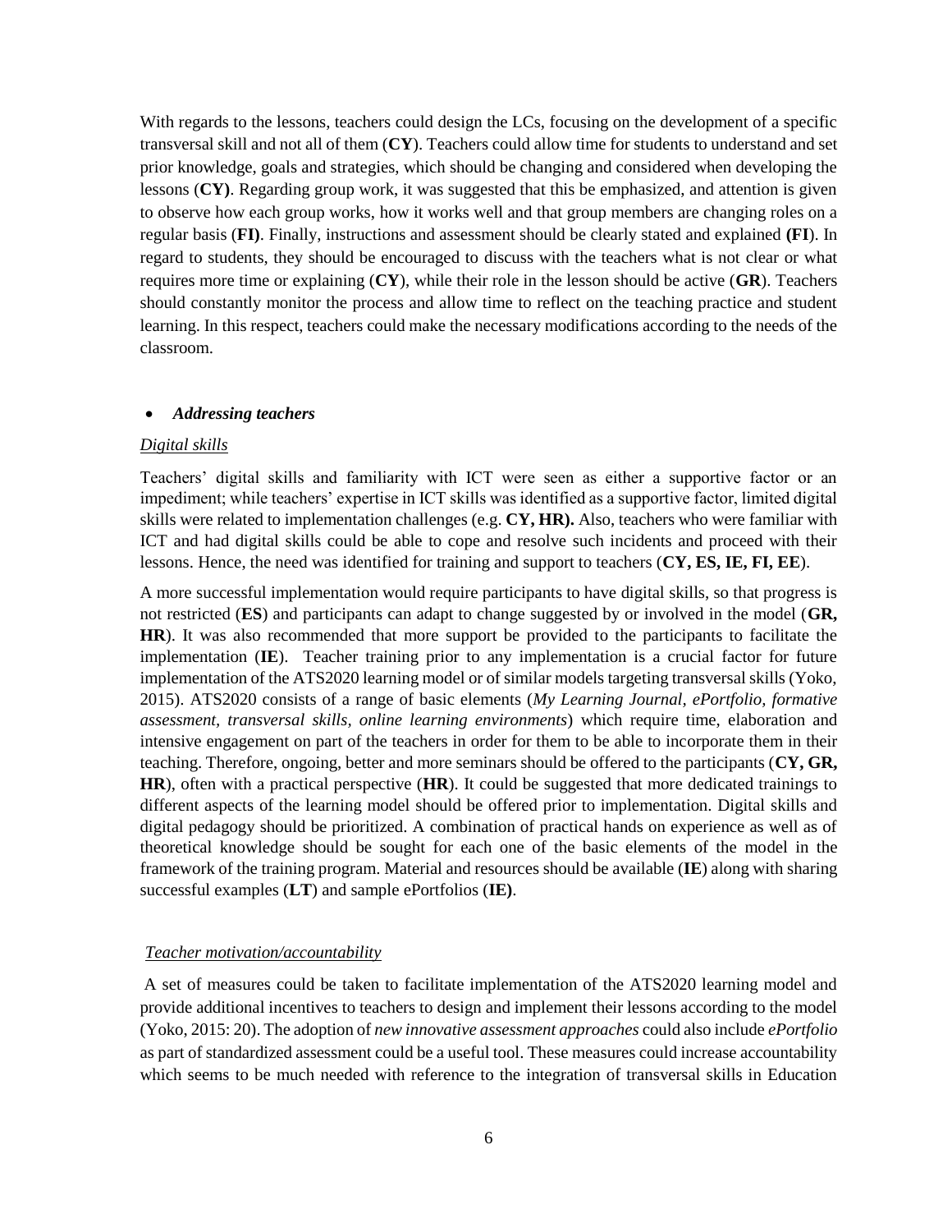With regards to the lessons, teachers could design the LCs, focusing on the development of a specific transversal skill and not all of them (**CY**). Teachers could allow time for students to understand and set prior knowledge, goals and strategies, which should be changing and considered when developing the lessons (**CY)**. Regarding group work, it was suggested that this be emphasized, and attention is given to observe how each group works, how it works well and that group members are changing roles on a regular basis (**FI)**. Finally, instructions and assessment should be clearly stated and explained **(FI**). In regard to students, they should be encouraged to discuss with the teachers what is not clear or what requires more time or explaining (**CY**), while their role in the lesson should be active (**GR**). Teachers should constantly monitor the process and allow time to reflect on the teaching practice and student learning. In this respect, teachers could make the necessary modifications according to the needs of the classroom.

- ***Addressing teachers***

*Digital skills*

Teachers' digital skills and familiarity with ICT were seen as either a supportive factor or an impediment; while teachers' expertise in ICT skills was identified as a supportive factor, limited digital skills were related to implementation challenges (e.g. **CY, HR).** Also, teachers who were familiar with ICT and had digital skills could be able to cope and resolve such incidents and proceed with their lessons. Hence, the need was identified for training and support to teachers (**CY, ES, IE, FI, EE**).

A more successful implementation would require participants to have digital skills, so that progress is not restricted (**ES**) and participants can adapt to change suggested by or involved in the model (**GR, HR**). It was also recommended that more support be provided to the participants to facilitate the implementation (**IE**). Teacher training prior to any implementation is a crucial factor for future implementation of the ATS2020 learning model or of similar models targeting transversal skills (Yoko, 2015). ATS2020 consists of a range of basic elements (*My Learning Journal, ePortfolio, formative assessment, transversal skills, online learning environments*) which require time, elaboration and intensive engagement on part of the teachers in order for them to be able to incorporate them in their teaching. Therefore, ongoing, better and more seminars should be offered to the participants (**CY, GR, HR**), often with a practical perspective (**HR**). It could be suggested that more dedicated trainings to different aspects of the learning model should be offered prior to implementation. Digital skills and digital pedagogy should be prioritized. A combination of practical hands on experience as well as of theoretical knowledge should be sought for each one of the basic elements of the model in the framework of the training program. Material and resources should be available (**IE**) along with sharing successful examples (**LT**) and sample ePortfolios (**IE)**.

*Teacher motivation/accountability*

A set of measures could be taken to facilitate implementation of the ATS2020 learning model and provide additional incentives to teachers to design and implement their lessons according to the model (Yoko, 2015: 20). The adoption of *new innovative assessment approaches* could also include *ePortfolio* as part of standardized assessment could be a useful tool. These measures could increase accountability which seems to be much needed with reference to the integration of transversal skills in Education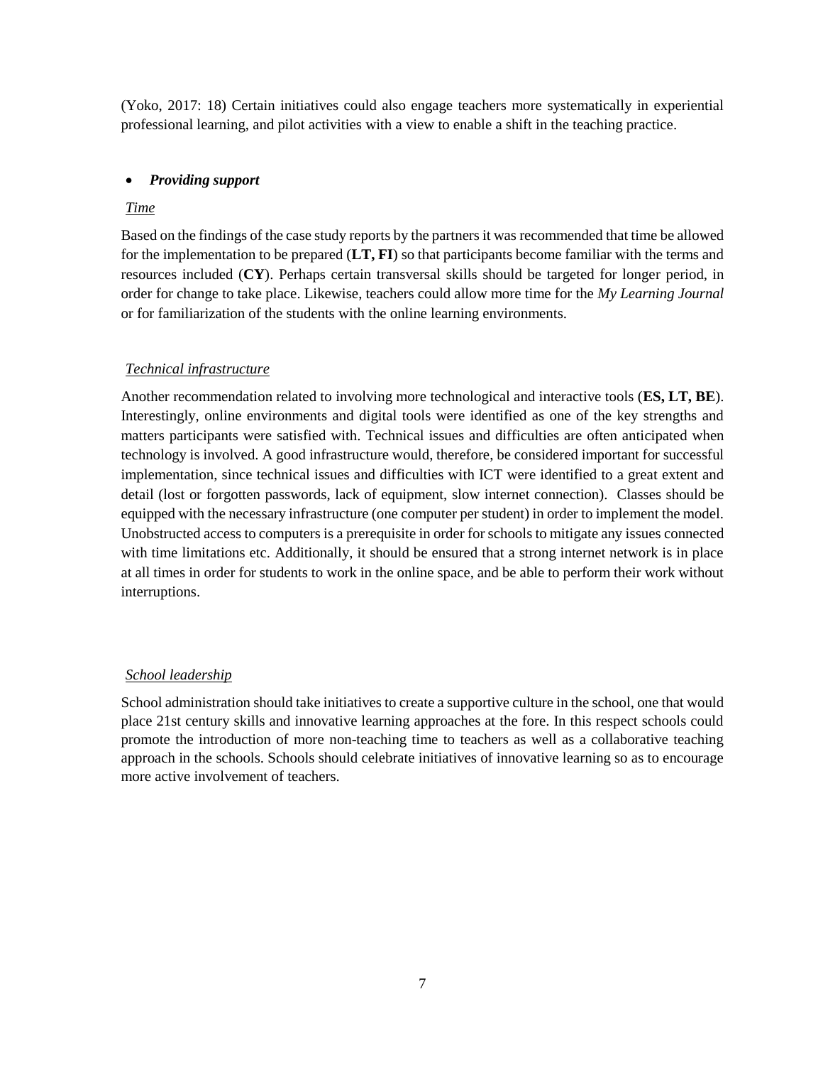(Yoko, 2017: 18) Certain initiatives could also engage teachers more systematically in experiential professional learning, and pilot activities with a view to enable a shift in the teaching practice.

- ***Providing support***

<u>*Time*</u>

Based on the findings of the case study reports by the partners it was recommended that time be allowed for the implementation to be prepared (**LT, FI**) so that participants become familiar with the terms and resources included (**CY**). Perhaps certain transversal skills should be targeted for longer period, in order for change to take place. Likewise, teachers could allow more time for the *My Learning Journal* or for familiarization of the students with the online learning environments.

<u>*Technical infrastructure*</u>

Another recommendation related to involving more technological and interactive tools (**ES, LT, BE**). Interestingly, online environments and digital tools were identified as one of the key strengths and matters participants were satisfied with. Technical issues and difficulties are often anticipated when technology is involved. A good infrastructure would, therefore, be considered important for successful implementation, since technical issues and difficulties with ICT were identified to a great extent and detail (lost or forgotten passwords, lack of equipment, slow internet connection). Classes should be equipped with the necessary infrastructure (one computer per student) in order to implement the model. Unobstructed access to computers is a prerequisite in order for schools to mitigate any issues connected with time limitations etc. Additionally, it should be ensured that a strong internet network is in place at all times in order for students to work in the online space, and be able to perform their work without interruptions.

<u>*School leadership*</u>

School administration should take initiatives to create a supportive culture in the school, one that would place 21st century skills and innovative learning approaches at the fore. In this respect schools could promote the introduction of more non-teaching time to teachers as well as a collaborative teaching approach in the schools. Schools should celebrate initiatives of innovative learning so as to encourage more active involvement of teachers.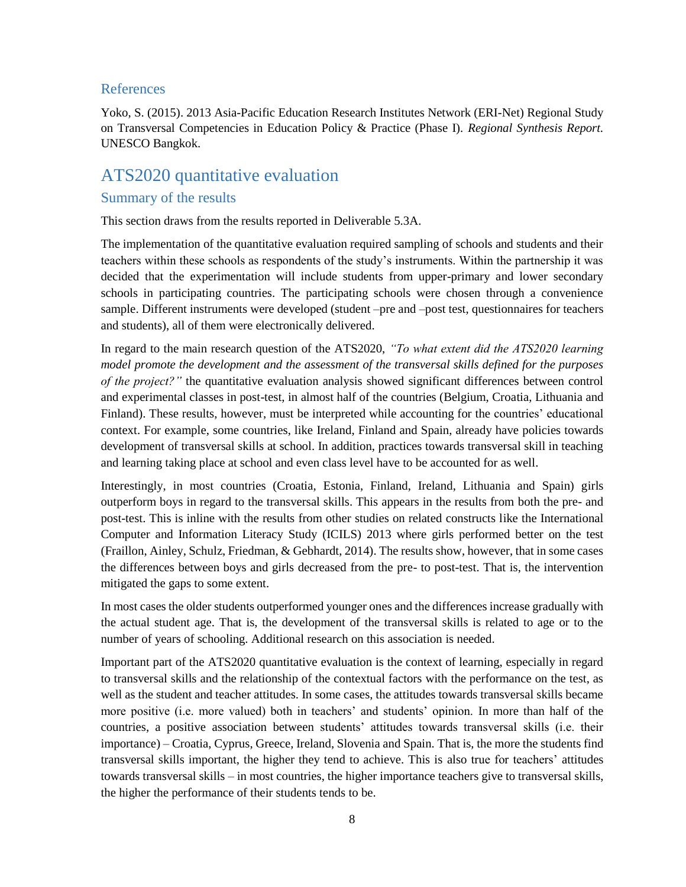## References

Yoko, S. (2015). 2013 Asia-Pacific Education Research Institutes Network (ERI-Net) Regional Study on Transversal Competencies in Education Policy & Practice (Phase I). *Regional Synthesis Report*. UNESCO Bangkok.

# ATS2020 quantitative evaluation

## Summary of the results

This section draws from the results reported in Deliverable 5.3A.

The implementation of the quantitative evaluation required sampling of schools and students and their teachers within these schools as respondents of the study's instruments. Within the partnership it was decided that the experimentation will include students from upper-primary and lower secondary schools in participating countries. The participating schools were chosen through a convenience sample. Different instruments were developed (student –pre and –post test, questionnaires for teachers and students), all of them were electronically delivered.

In regard to the main research question of the ATS2020, *"To what extent did the ATS2020 learning model promote the development and the assessment of the transversal skills defined for the purposes of the project?"* the quantitative evaluation analysis showed significant differences between control and experimental classes in post-test, in almost half of the countries (Belgium, Croatia, Lithuania and Finland). These results, however, must be interpreted while accounting for the countries' educational context. For example, some countries, like Ireland, Finland and Spain, already have policies towards development of transversal skills at school. In addition, practices towards transversal skill in teaching and learning taking place at school and even class level have to be accounted for as well.

Interestingly, in most countries (Croatia, Estonia, Finland, Ireland, Lithuania and Spain) girls outperform boys in regard to the transversal skills. This appears in the results from both the pre- and post-test. This is inline with the results from other studies on related constructs like the International Computer and Information Literacy Study (ICILS) 2013 where girls performed better on the test (Fraillon, Ainley, Schulz, Friedman, & Gebhardt, 2014). The results show, however, that in some cases the differences between boys and girls decreased from the pre- to post-test. That is, the intervention mitigated the gaps to some extent.

In most cases the older students outperformed younger ones and the differences increase gradually with the actual student age. That is, the development of the transversal skills is related to age or to the number of years of schooling. Additional research on this association is needed.

Important part of the ATS2020 quantitative evaluation is the context of learning, especially in regard to transversal skills and the relationship of the contextual factors with the performance on the test, as well as the student and teacher attitudes. In some cases, the attitudes towards transversal skills became more positive (i.e. more valued) both in teachers' and students' opinion. In more than half of the countries, a positive association between students' attitudes towards transversal skills (i.e. their importance) – Croatia, Cyprus, Greece, Ireland, Slovenia and Spain. That is, the more the students find transversal skills important, the higher they tend to achieve. This is also true for teachers' attitudes towards transversal skills – in most countries, the higher importance teachers give to transversal skills, the higher the performance of their students tends to be.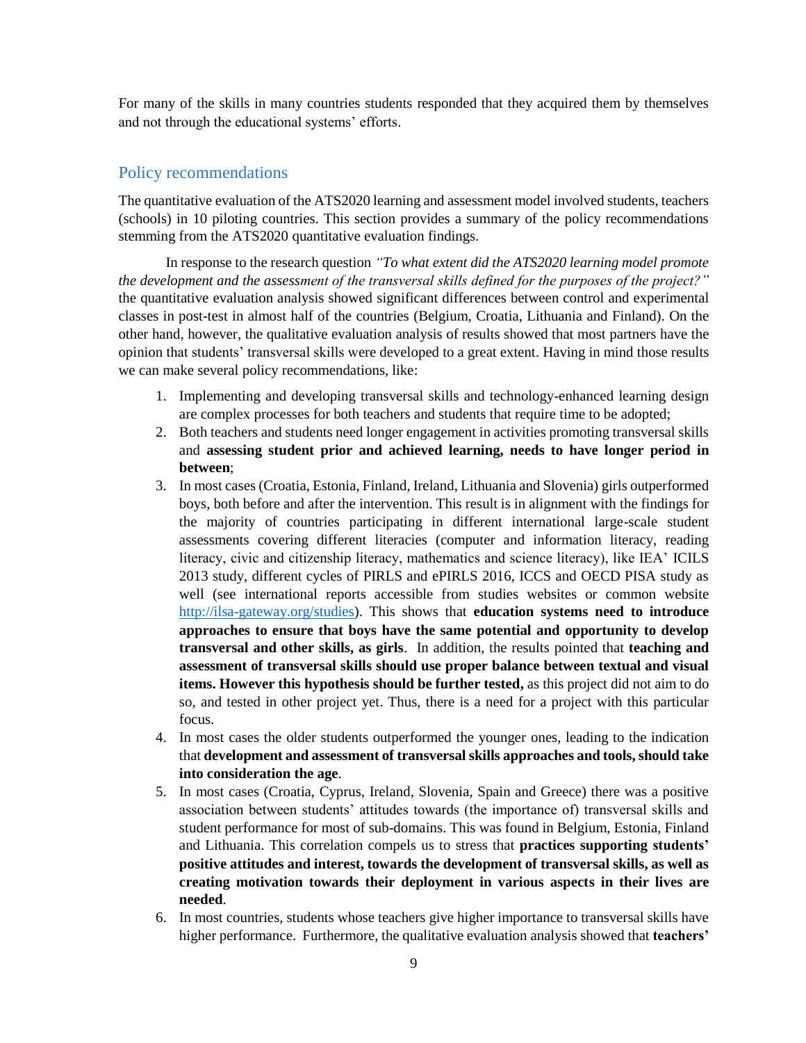For many of the skills in many countries students responded that they acquired them by themselves and not through the educational systems' efforts.

## Policy recommendations

The quantitative evaluation of the ATS2020 learning and assessment model involved students, teachers (schools) in 10 piloting countries. This section provides a summary of the policy recommendations stemming from the ATS2020 quantitative evaluation findings.

In response to the research question *"To what extent did the ATS2020 learning model promote the development and the assessment of the transversal skills defined for the purposes of the project?"* the quantitative evaluation analysis showed significant differences between control and experimental classes in post-test in almost half of the countries (Belgium, Croatia, Lithuania and Finland). On the other hand, however, the qualitative evaluation analysis of results showed that most partners have the opinion that students' transversal skills were developed to a great extent. Having in mind those results we can make several policy recommendations, like:

1. Implementing and developing transversal skills and technology-enhanced learning design are complex processes for both teachers and students that require time to be adopted;
2. Both teachers and students need longer engagement in activities promoting transversal skills and **assessing student prior and achieved learning, needs to have longer period in between**;
3. In most cases (Croatia, Estonia, Finland, Ireland, Lithuania and Slovenia) girls outperformed boys, both before and after the intervention. This result is in alignment with the findings for the majority of countries participating in different international large-scale student assessments covering different literacies (computer and information literacy, reading literacy, civic and citizenship literacy, mathematics and science literacy), like IEA' ICILS 2013 study, different cycles of PIRLS and ePIRLS 2016, ICCS and OECD PISA study as well (see international reports accessible from studies websites or common website http://ilsa-gateway.org/studies). This shows that **education systems need to introduce approaches to ensure that boys have the same potential and opportunity to develop transversal and other skills, as girls**. In addition, the results pointed that **teaching and assessment of transversal skills should use proper balance between textual and visual items. However this hypothesis should be further tested,** as this project did not aim to do so, and tested in other project yet. Thus, there is a need for a project with this particular focus.
4. In most cases the older students outperformed the younger ones, leading to the indication that **development and assessment of transversal skills approaches and tools, should take into consideration the age**.
5. In most cases (Croatia, Cyprus, Ireland, Slovenia, Spain and Greece) there was a positive association between students' attitudes towards (the importance of) transversal skills and student performance for most of sub-domains. This was found in Belgium, Estonia, Finland and Lithuania. This correlation compels us to stress that **practices supporting students' positive attitudes and interest, towards the development of transversal skills, as well as creating motivation towards their deployment in various aspects in their lives are needed**.
6. In most countries, students whose teachers give higher importance to transversal skills have higher performance. Furthermore, the qualitative evaluation analysis showed that **teachers'**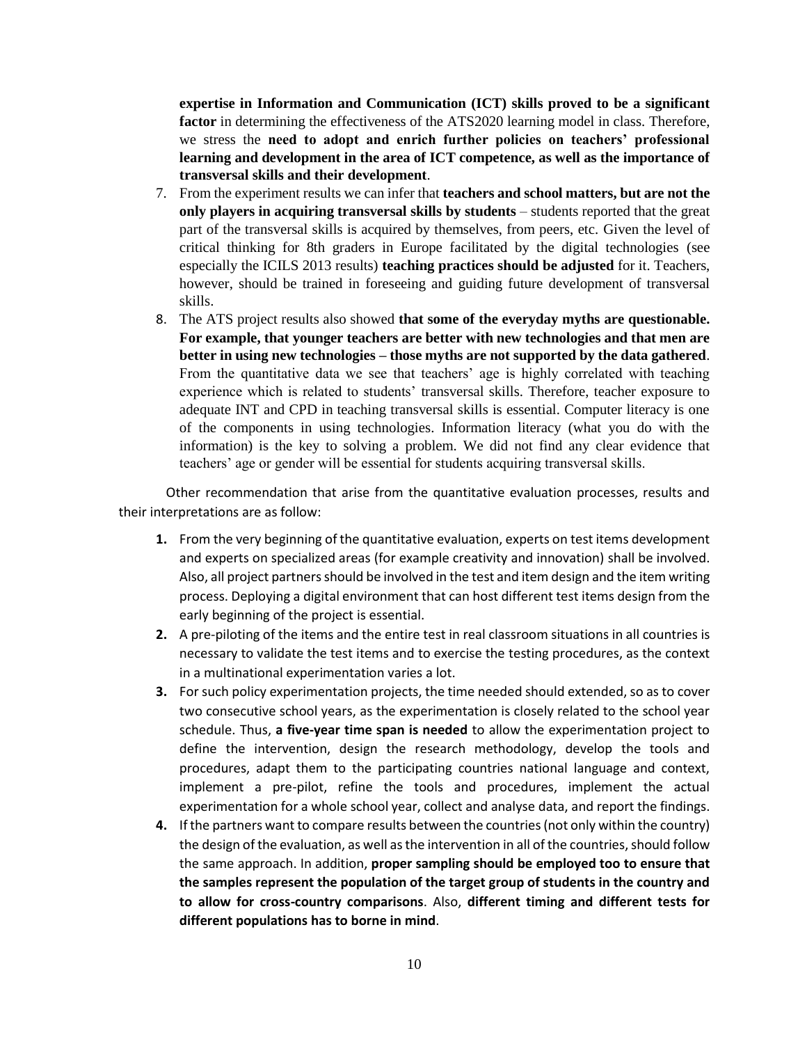**expertise in Information and Communication (ICT) skills proved to be a significant factor** in determining the effectiveness of the ATS2020 learning model in class. Therefore, we stress the **need to adopt and enrich further policies on teachers' professional learning and development in the area of ICT competence, as well as the importance of transversal skills and their development**.

7. From the experiment results we can infer that **teachers and school matters, but are not the only players in acquiring transversal skills by students** – students reported that the great part of the transversal skills is acquired by themselves, from peers, etc. Given the level of critical thinking for 8th graders in Europe facilitated by the digital technologies (see especially the ICILS 2013 results) **teaching practices should be adjusted** for it. Teachers, however, should be trained in foreseeing and guiding future development of transversal skills.
8. The ATS project results also showed **that some of the everyday myths are questionable. For example, that younger teachers are better with new technologies and that men are better in using new technologies – those myths are not supported by the data gathered**. From the quantitative data we see that teachers' age is highly correlated with teaching experience which is related to students' transversal skills. Therefore, teacher exposure to adequate INT and CPD in teaching transversal skills is essential. Computer literacy is one of the components in using technologies. Information literacy (what you do with the information) is the key to solving a problem. We did not find any clear evidence that teachers' age or gender will be essential for students acquiring transversal skills.

Other recommendation that arise from the quantitative evaluation processes, results and their interpretations are as follow:

1. From the very beginning of the quantitative evaluation, experts on test items development and experts on specialized areas (for example creativity and innovation) shall be involved. Also, all project partners should be involved in the test and item design and the item writing process. Deploying a digital environment that can host different test items design from the early beginning of the project is essential.
2. A pre-piloting of the items and the entire test in real classroom situations in all countries is necessary to validate the test items and to exercise the testing procedures, as the context in a multinational experimentation varies a lot.
3. For such policy experimentation projects, the time needed should extended, so as to cover two consecutive school years, as the experimentation is closely related to the school year schedule. Thus, **a five-year time span is needed** to allow the experimentation project to define the intervention, design the research methodology, develop the tools and procedures, adapt them to the participating countries national language and context, implement a pre-pilot, refine the tools and procedures, implement the actual experimentation for a whole school year, collect and analyse data, and report the findings.
4. If the partners want to compare results between the countries (not only within the country) the design of the evaluation, as well as the intervention in all of the countries, should follow the same approach. In addition, **proper sampling should be employed too to ensure that the samples represent the population of the target group of students in the country and to allow for cross-country comparisons**. Also, **different timing and different tests for different populations has to borne in mind**.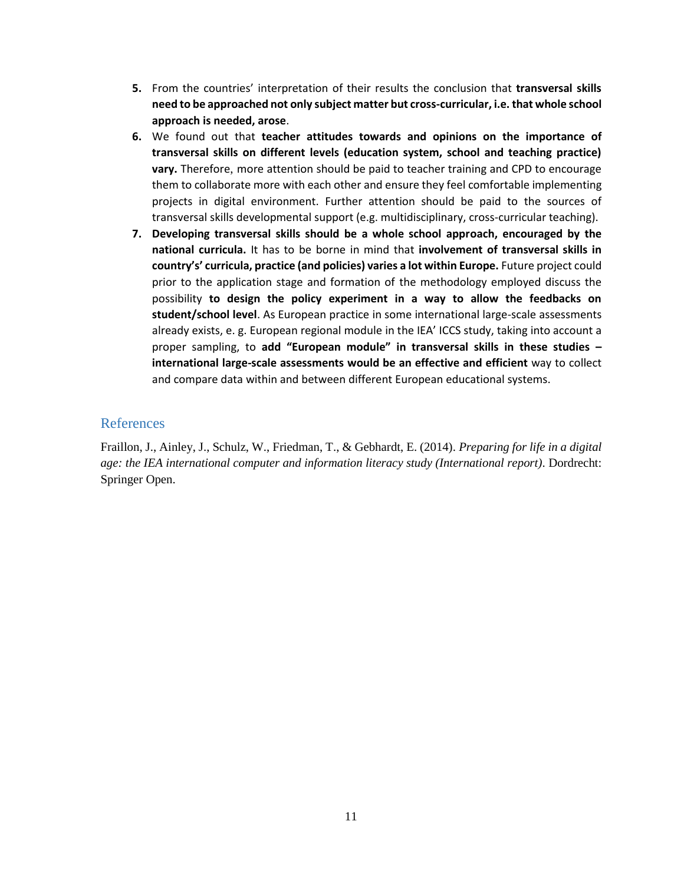5. From the countries' interpretation of their results the conclusion that **transversal skills need to be approached not only subject matter but cross-curricular, i.e. that whole school approach is needed, arose**.
6. We found out that **teacher attitudes towards and opinions on the importance of transversal skills on different levels (education system, school and teaching practice) vary.** Therefore, more attention should be paid to teacher training and CPD to encourage them to collaborate more with each other and ensure they feel comfortable implementing projects in digital environment. Further attention should be paid to the sources of transversal skills developmental support (e.g. multidisciplinary, cross-curricular teaching).
7. **Developing transversal skills should be a whole school approach, encouraged by the national curricula.** It has to be borne in mind that **involvement of transversal skills in country's' curricula, practice (and policies) varies a lot within Europe.** Future project could prior to the application stage and formation of the methodology employed discuss the possibility **to design the policy experiment in a way to allow the feedbacks on student/school level**. As European practice in some international large-scale assessments already exists, e. g. European regional module in the IEA' ICCS study, taking into account a proper sampling, to **add "European module" in transversal skills in these studies – international large-scale assessments would be an effective and efficient** way to collect and compare data within and between different European educational systems.

## References

Fraillon, J., Ainley, J., Schulz, W., Friedman, T., & Gebhardt, E. (2014). *Preparing for life in a digital age: the IEA international computer and information literacy study (International report)*. Dordrecht: Springer Open.